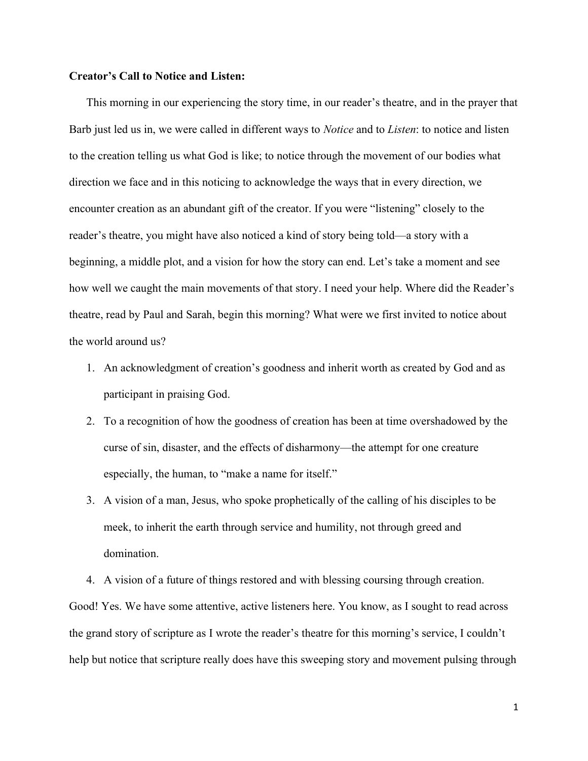**Creator's Call to Notice and Listen:**

This morning in our experiencing the story time, in our reader's theatre, and in the prayer that Barb just led us in, we were called in different ways to *Notice* and to *Listen*: to notice and listen to the creation telling us what God is like; to notice through the movement of our bodies what direction we face and in this noticing to acknowledge the ways that in every direction, we encounter creation as an abundant gift of the creator. If you were "listening" closely to the reader's theatre, you might have also noticed a kind of story being told—a story with a beginning, a middle plot, and a vision for how the story can end. Let's take a moment and see how well we caught the main movements of that story. I need your help. Where did the Reader's theatre, read by Paul and Sarah, begin this morning? What were we first invited to notice about the world around us?

1. An acknowledgment of creation's goodness and inherit worth as created by God and as participant in praising God.
2. To a recognition of how the goodness of creation has been at time overshadowed by the curse of sin, disaster, and the effects of disharmony—the attempt for one creature especially, the human, to "make a name for itself."
3. A vision of a man, Jesus, who spoke prophetically of the calling of his disciples to be meek, to inherit the earth through service and humility, not through greed and domination.
4. A vision of a future of things restored and with blessing coursing through creation.

Good! Yes. We have some attentive, active listeners here. You know, as I sought to read across the grand story of scripture as I wrote the reader's theatre for this morning's service, I couldn't help but notice that scripture really does have this sweeping story and movement pulsing through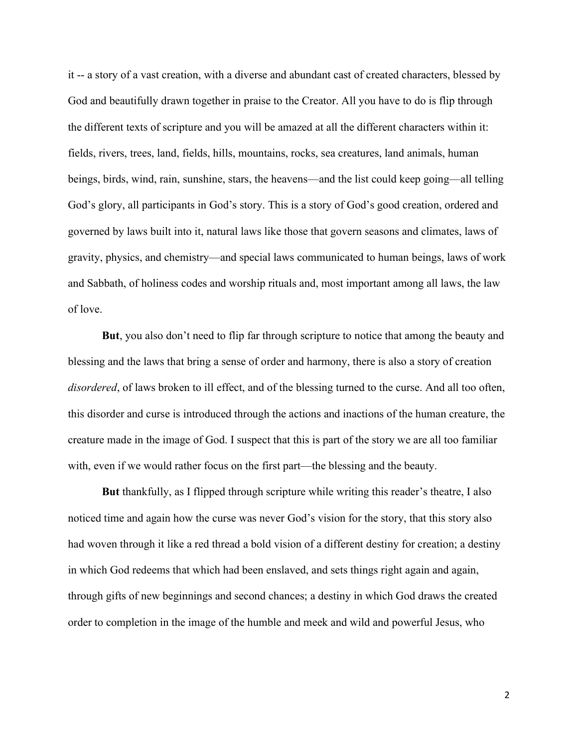it -- a story of a vast creation, with a diverse and abundant cast of created characters, blessed by God and beautifully drawn together in praise to the Creator. All you have to do is flip through the different texts of scripture and you will be amazed at all the different characters within it: fields, rivers, trees, land, fields, hills, mountains, rocks, sea creatures, land animals, human beings, birds, wind, rain, sunshine, stars, the heavens—and the list could keep going—all telling God's glory, all participants in God's story. This is a story of God's good creation, ordered and governed by laws built into it, natural laws like those that govern seasons and climates, laws of gravity, physics, and chemistry—and special laws communicated to human beings, laws of work and Sabbath, of holiness codes and worship rituals and, most important among all laws, the law of love.

**But**, you also don't need to flip far through scripture to notice that among the beauty and blessing and the laws that bring a sense of order and harmony, there is also a story of creation *disordered*, of laws broken to ill effect, and of the blessing turned to the curse. And all too often, this disorder and curse is introduced through the actions and inactions of the human creature, the creature made in the image of God. I suspect that this is part of the story we are all too familiar with, even if we would rather focus on the first part—the blessing and the beauty.

**But** thankfully, as I flipped through scripture while writing this reader's theatre, I also noticed time and again how the curse was never God's vision for the story, that this story also had woven through it like a red thread a bold vision of a different destiny for creation; a destiny in which God redeems that which had been enslaved, and sets things right again and again, through gifts of new beginnings and second chances; a destiny in which God draws the created order to completion in the image of the humble and meek and wild and powerful Jesus, who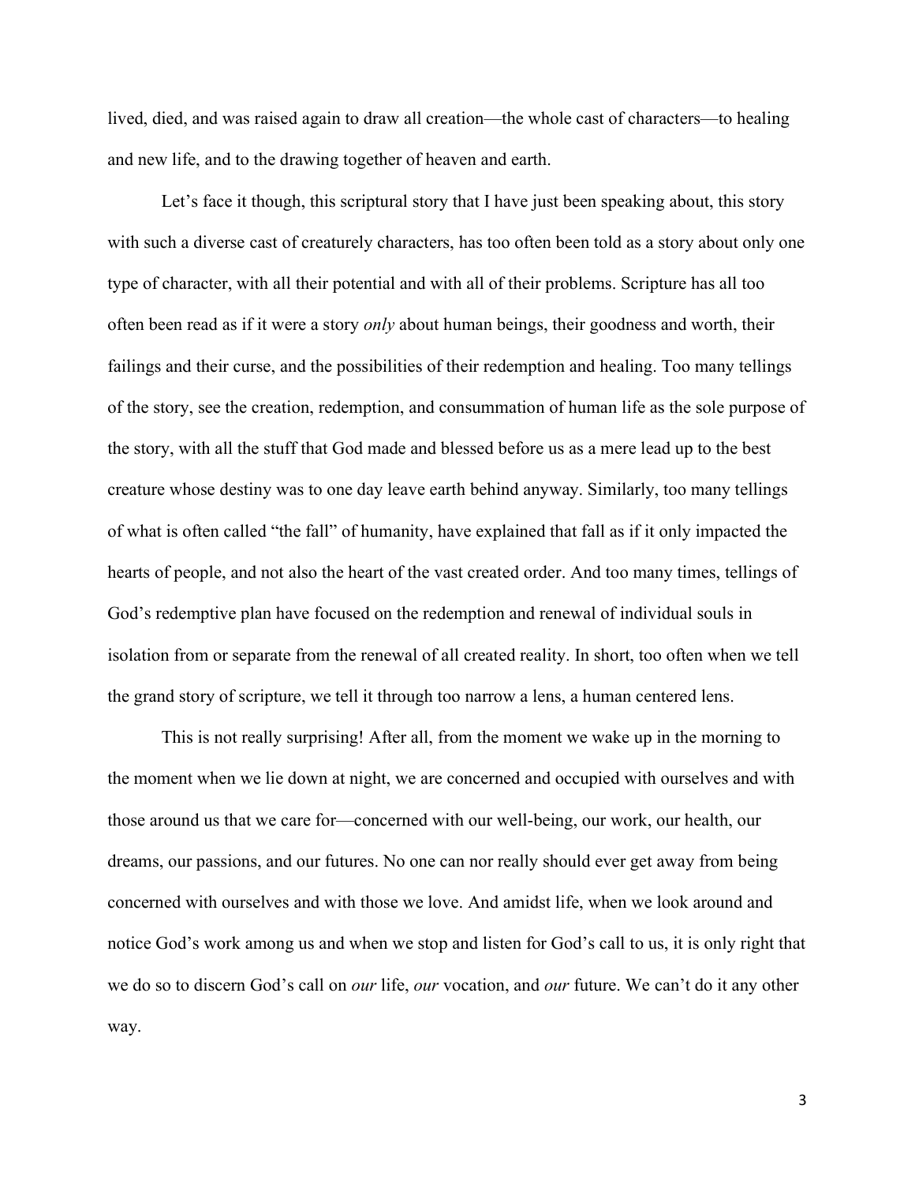lived, died, and was raised again to draw all creation—the whole cast of characters—to healing and new life, and to the drawing together of heaven and earth.

Let's face it though, this scriptural story that I have just been speaking about, this story with such a diverse cast of creaturely characters, has too often been told as a story about only one type of character, with all their potential and with all of their problems. Scripture has all too often been read as if it were a story *only* about human beings, their goodness and worth, their failings and their curse, and the possibilities of their redemption and healing. Too many tellings of the story, see the creation, redemption, and consummation of human life as the sole purpose of the story, with all the stuff that God made and blessed before us as a mere lead up to the best creature whose destiny was to one day leave earth behind anyway. Similarly, too many tellings of what is often called "the fall" of humanity, have explained that fall as if it only impacted the hearts of people, and not also the heart of the vast created order. And too many times, tellings of God's redemptive plan have focused on the redemption and renewal of individual souls in isolation from or separate from the renewal of all created reality. In short, too often when we tell the grand story of scripture, we tell it through too narrow a lens, a human centered lens.

This is not really surprising! After all, from the moment we wake up in the morning to the moment when we lie down at night, we are concerned and occupied with ourselves and with those around us that we care for—concerned with our well-being, our work, our health, our dreams, our passions, and our futures. No one can nor really should ever get away from being concerned with ourselves and with those we love. And amidst life, when we look around and notice God's work among us and when we stop and listen for God's call to us, it is only right that we do so to discern God's call on *our* life, *our* vocation, and *our* future. We can't do it any other way.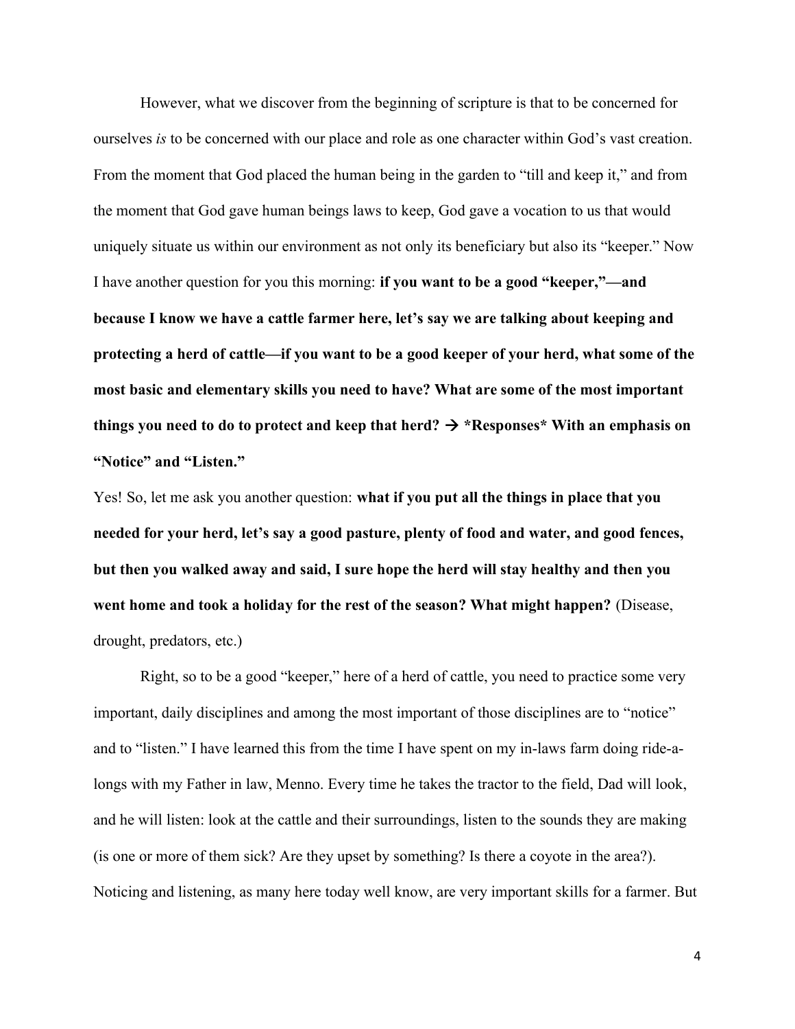However, what we discover from the beginning of scripture is that to be concerned for ourselves *is* to be concerned with our place and role as one character within God's vast creation. From the moment that God placed the human being in the garden to "till and keep it," and from the moment that God gave human beings laws to keep, God gave a vocation to us that would uniquely situate us within our environment as not only its beneficiary but also its "keeper." Now I have another question for you this morning: **if you want to be a good "keeper,"—and because I know we have a cattle farmer here, let's say we are talking about keeping and protecting a herd of cattle—if you want to be a good keeper of your herd, what some of the most basic and elementary skills you need to have? What are some of the most important things you need to do to protect and keep that herd? → *Responses* With an emphasis on "Notice" and "Listen."**

Yes! So, let me ask you another question: **what if you put all the things in place that you needed for your herd, let's say a good pasture, plenty of food and water, and good fences, but then you walked away and said, I sure hope the herd will stay healthy and then you went home and took a holiday for the rest of the season? What might happen?** (Disease, drought, predators, etc.)

Right, so to be a good "keeper," here of a herd of cattle, you need to practice some very important, daily disciplines and among the most important of those disciplines are to "notice" and to "listen." I have learned this from the time I have spent on my in-laws farm doing ride-a-longs with my Father in law, Menno. Every time he takes the tractor to the field, Dad will look, and he will listen: look at the cattle and their surroundings, listen to the sounds they are making (is one or more of them sick? Are they upset by something? Is there a coyote in the area?). Noticing and listening, as many here today well know, are very important skills for a farmer. But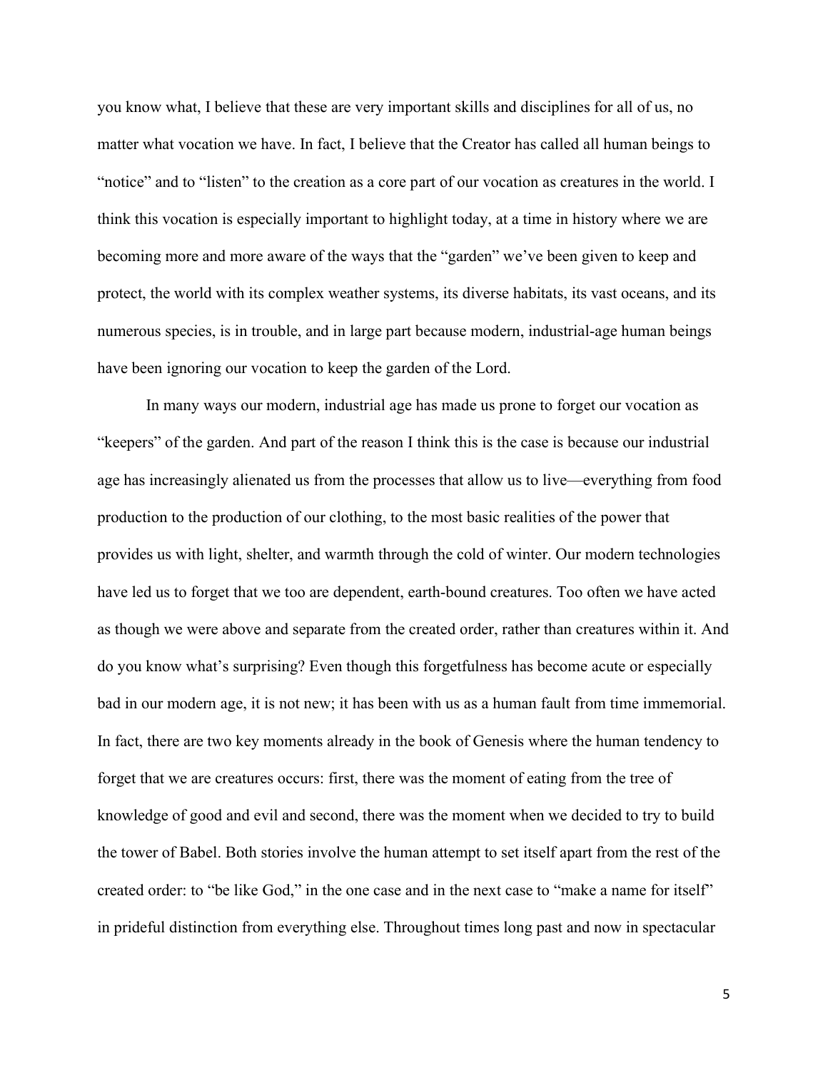you know what, I believe that these are very important skills and disciplines for all of us, no matter what vocation we have. In fact, I believe that the Creator has called all human beings to "notice" and to "listen" to the creation as a core part of our vocation as creatures in the world. I think this vocation is especially important to highlight today, at a time in history where we are becoming more and more aware of the ways that the "garden" we've been given to keep and protect, the world with its complex weather systems, its diverse habitats, its vast oceans, and its numerous species, is in trouble, and in large part because modern, industrial-age human beings have been ignoring our vocation to keep the garden of the Lord.

In many ways our modern, industrial age has made us prone to forget our vocation as "keepers" of the garden. And part of the reason I think this is the case is because our industrial age has increasingly alienated us from the processes that allow us to live—everything from food production to the production of our clothing, to the most basic realities of the power that provides us with light, shelter, and warmth through the cold of winter. Our modern technologies have led us to forget that we too are dependent, earth-bound creatures. Too often we have acted as though we were above and separate from the created order, rather than creatures within it. And do you know what's surprising? Even though this forgetfulness has become acute or especially bad in our modern age, it is not new; it has been with us as a human fault from time immemorial. In fact, there are two key moments already in the book of Genesis where the human tendency to forget that we are creatures occurs: first, there was the moment of eating from the tree of knowledge of good and evil and second, there was the moment when we decided to try to build the tower of Babel. Both stories involve the human attempt to set itself apart from the rest of the created order: to "be like God," in the one case and in the next case to "make a name for itself" in prideful distinction from everything else. Throughout times long past and now in spectacular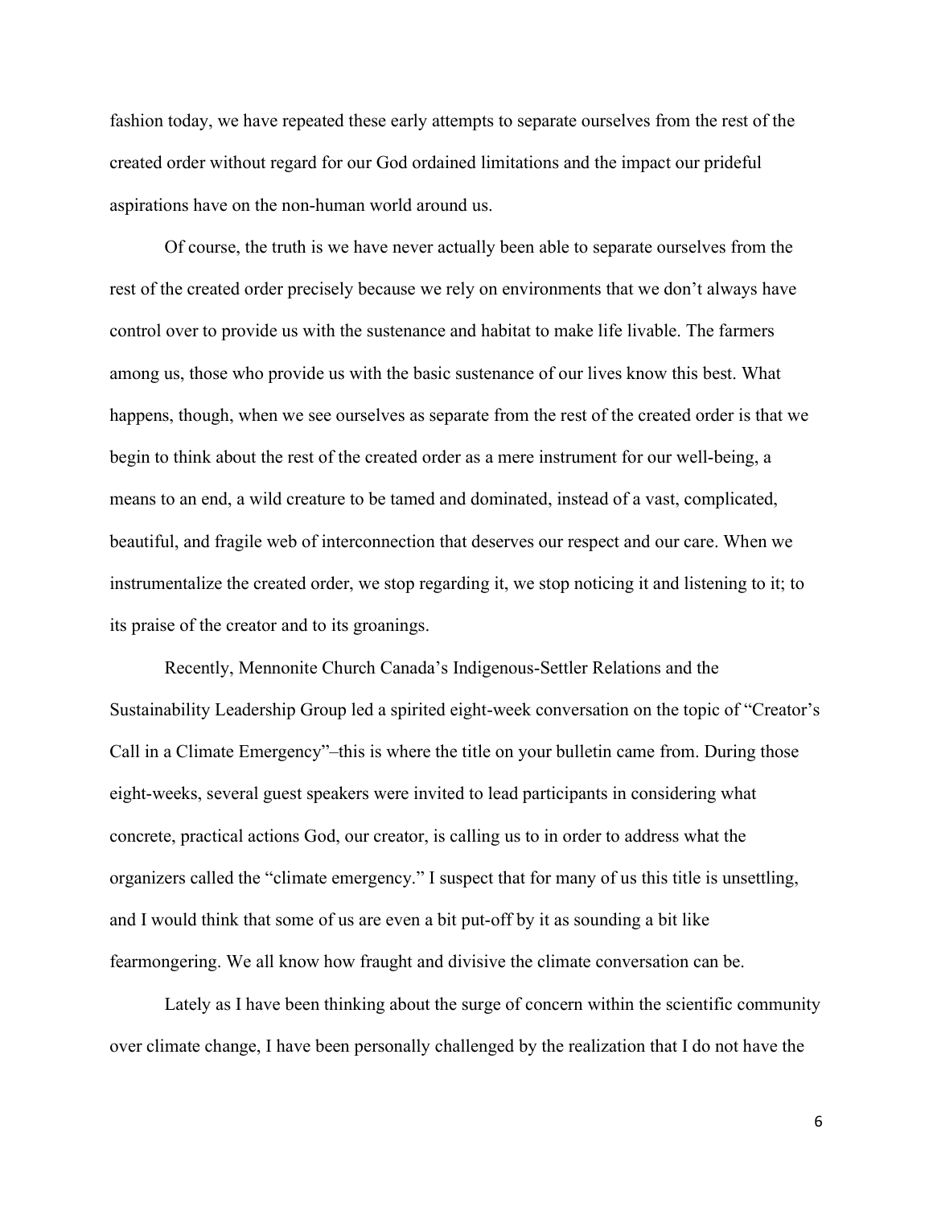fashion today, we have repeated these early attempts to separate ourselves from the rest of the created order without regard for our God ordained limitations and the impact our prideful aspirations have on the non-human world around us.

Of course, the truth is we have never actually been able to separate ourselves from the rest of the created order precisely because we rely on environments that we don't always have control over to provide us with the sustenance and habitat to make life livable. The farmers among us, those who provide us with the basic sustenance of our lives know this best. What happens, though, when we see ourselves as separate from the rest of the created order is that we begin to think about the rest of the created order as a mere instrument for our well-being, a means to an end, a wild creature to be tamed and dominated, instead of a vast, complicated, beautiful, and fragile web of interconnection that deserves our respect and our care. When we instrumentalize the created order, we stop regarding it, we stop noticing it and listening to it; to its praise of the creator and to its groanings.

Recently, Mennonite Church Canada's Indigenous-Settler Relations and the Sustainability Leadership Group led a spirited eight-week conversation on the topic of "Creator's Call in a Climate Emergency"–this is where the title on your bulletin came from. During those eight-weeks, several guest speakers were invited to lead participants in considering what concrete, practical actions God, our creator, is calling us to in order to address what the organizers called the "climate emergency." I suspect that for many of us this title is unsettling, and I would think that some of us are even a bit put-off by it as sounding a bit like fearmongering. We all know how fraught and divisive the climate conversation can be.

Lately as I have been thinking about the surge of concern within the scientific community over climate change, I have been personally challenged by the realization that I do not have the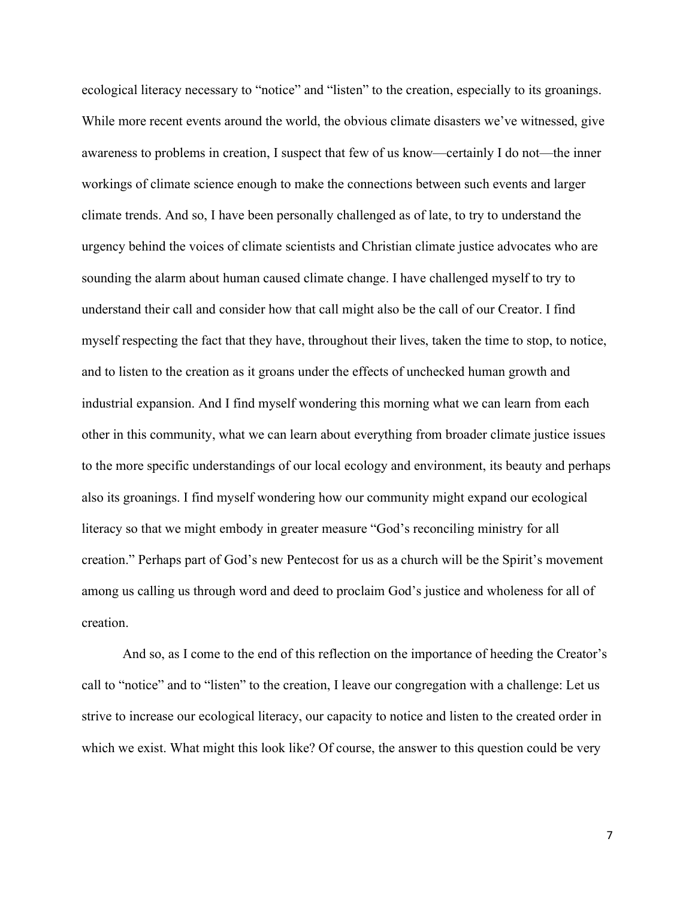ecological literacy necessary to "notice" and "listen" to the creation, especially to its groanings. While more recent events around the world, the obvious climate disasters we've witnessed, give awareness to problems in creation, I suspect that few of us know—certainly I do not—the inner workings of climate science enough to make the connections between such events and larger climate trends. And so, I have been personally challenged as of late, to try to understand the urgency behind the voices of climate scientists and Christian climate justice advocates who are sounding the alarm about human caused climate change. I have challenged myself to try to understand their call and consider how that call might also be the call of our Creator. I find myself respecting the fact that they have, throughout their lives, taken the time to stop, to notice, and to listen to the creation as it groans under the effects of unchecked human growth and industrial expansion. And I find myself wondering this morning what we can learn from each other in this community, what we can learn about everything from broader climate justice issues to the more specific understandings of our local ecology and environment, its beauty and perhaps also its groanings. I find myself wondering how our community might expand our ecological literacy so that we might embody in greater measure "God's reconciling ministry for all creation." Perhaps part of God's new Pentecost for us as a church will be the Spirit's movement among us calling us through word and deed to proclaim God's justice and wholeness for all of creation.

And so, as I come to the end of this reflection on the importance of heeding the Creator's call to "notice" and to "listen" to the creation, I leave our congregation with a challenge: Let us strive to increase our ecological literacy, our capacity to notice and listen to the created order in which we exist. What might this look like? Of course, the answer to this question could be very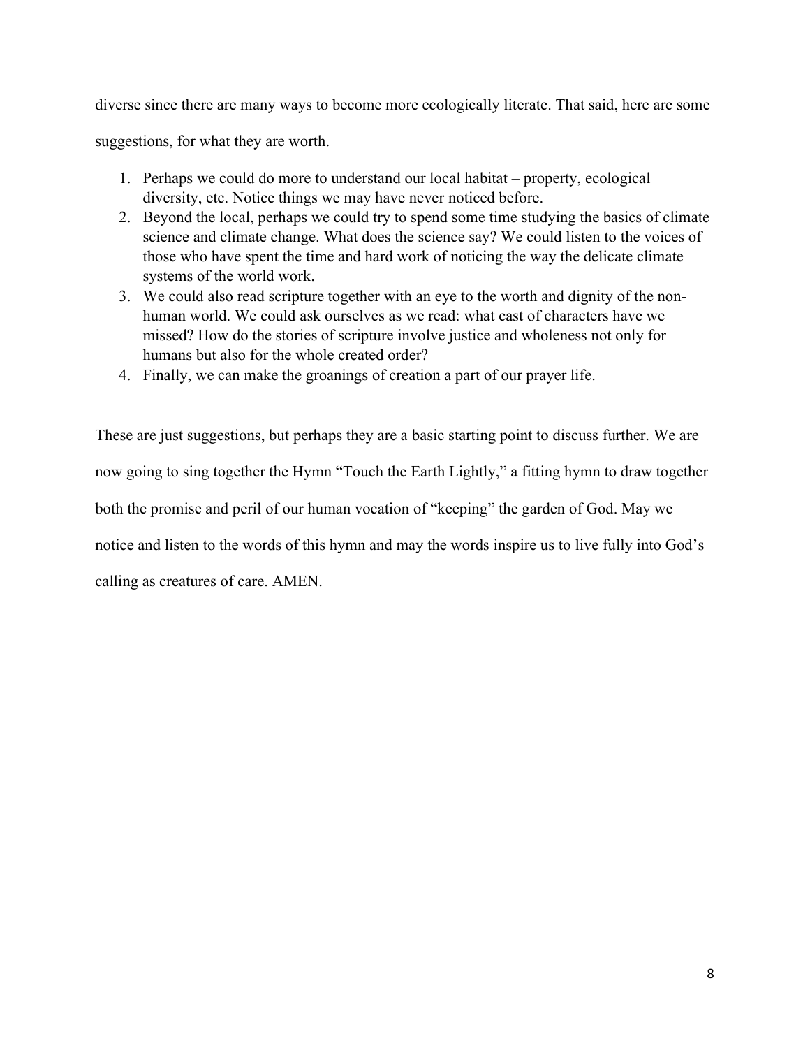diverse since there are many ways to become more ecologically literate. That said, here are some suggestions, for what they are worth.

1. Perhaps we could do more to understand our local habitat – property, ecological diversity, etc. Notice things we may have never noticed before.
2. Beyond the local, perhaps we could try to spend some time studying the basics of climate science and climate change. What does the science say? We could listen to the voices of those who have spent the time and hard work of noticing the way the delicate climate systems of the world work.
3. We could also read scripture together with an eye to the worth and dignity of the non-human world. We could ask ourselves as we read: what cast of characters have we missed? How do the stories of scripture involve justice and wholeness not only for humans but also for the whole created order?
4. Finally, we can make the groanings of creation a part of our prayer life.

These are just suggestions, but perhaps they are a basic starting point to discuss further. We are now going to sing together the Hymn "Touch the Earth Lightly," a fitting hymn to draw together both the promise and peril of our human vocation of "keeping" the garden of God. May we notice and listen to the words of this hymn and may the words inspire us to live fully into God's calling as creatures of care. AMEN.